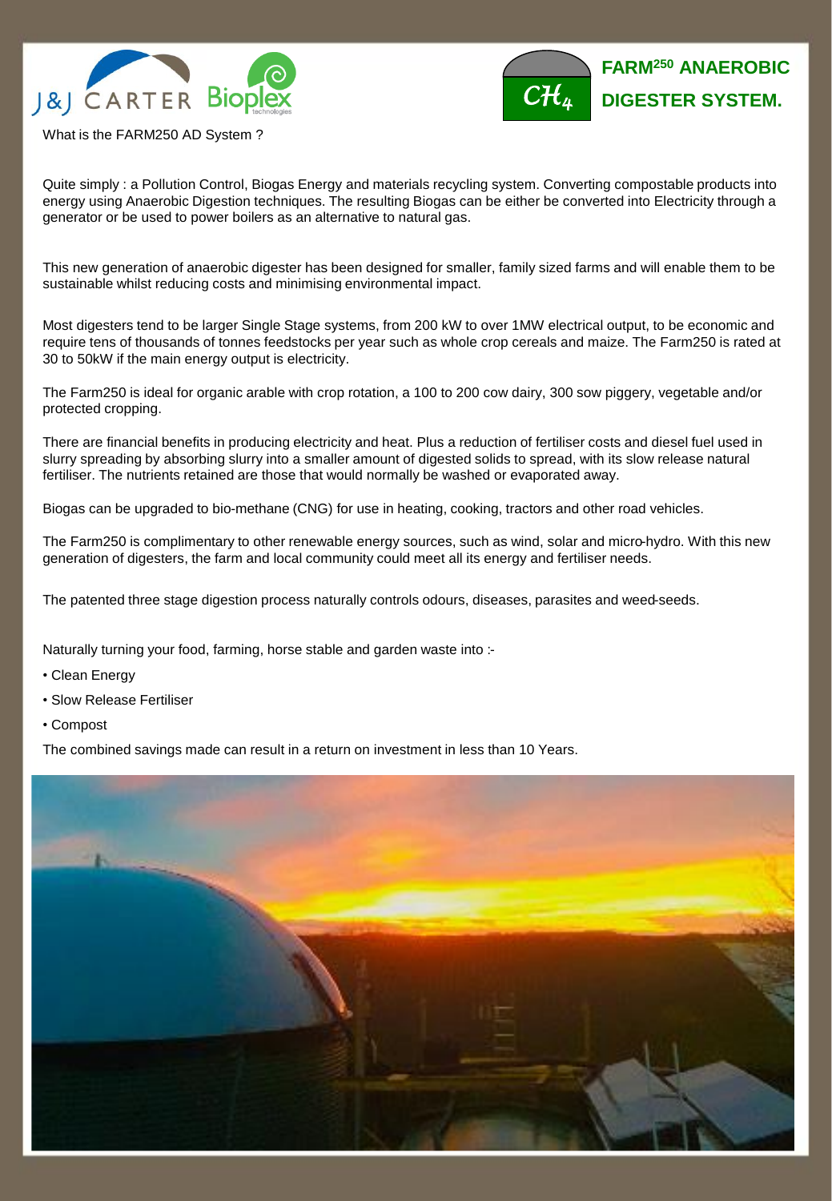# FARM[250] ANAEROBIC DIGESTER SYSTEM.

What is the FARM250 AD System ?

Quite simply : a Pollution Control, Biogas Energy and materials recycling system. Converting compostable products into energy using Anaerobic Digestion techniques. The resulting Biogas can be either be converted into Electricity through a generator or be used to power boilers as an alternative to natural gas.

This new generation of anaerobic digester has been designed for smaller, family sized farms and will enable them to be sustainable whilst reducing costs and minimising environmental impact.

Most digesters tend to be larger Single Stage systems, from 200 kW to over 1MW electrical output, to be economic and require tens of thousands of tonnes feedstocks per year such as whole crop cereals and maize. The Farm250 is rated at 30 to 50kW if the main energy output is electricity.

The Farm250 is ideal for organic arable with crop rotation, a 100 to 200 cow dairy, 300 sow piggery, vegetable and/or protected cropping.

There are financial benefits in producing electricity and heat. Plus a reduction of fertiliser costs and diesel fuel used in slurry spreading by absorbing slurry into a smaller amount of digested solids to spread, with its slow release natural fertiliser. The nutrients retained are those that would normally be washed or evaporated away.

Biogas can be upgraded to bio-methane (CNG) for use in heating, cooking, tractors and other road vehicles.

The Farm250 is complimentary to other renewable energy sources, such as wind, solar and micro-hydro. With this new generation of digesters, the farm and local community could meet all its energy and fertiliser needs.

The patented three stage digestion process naturally controls odours, diseases, parasites and weed-seeds.

Naturally turning your food, farming, horse stable and garden waste into :-

- Clean Energy
- Slow Release Fertiliser
- Compost

The combined savings made can result in a return on investment in less than 10 Years.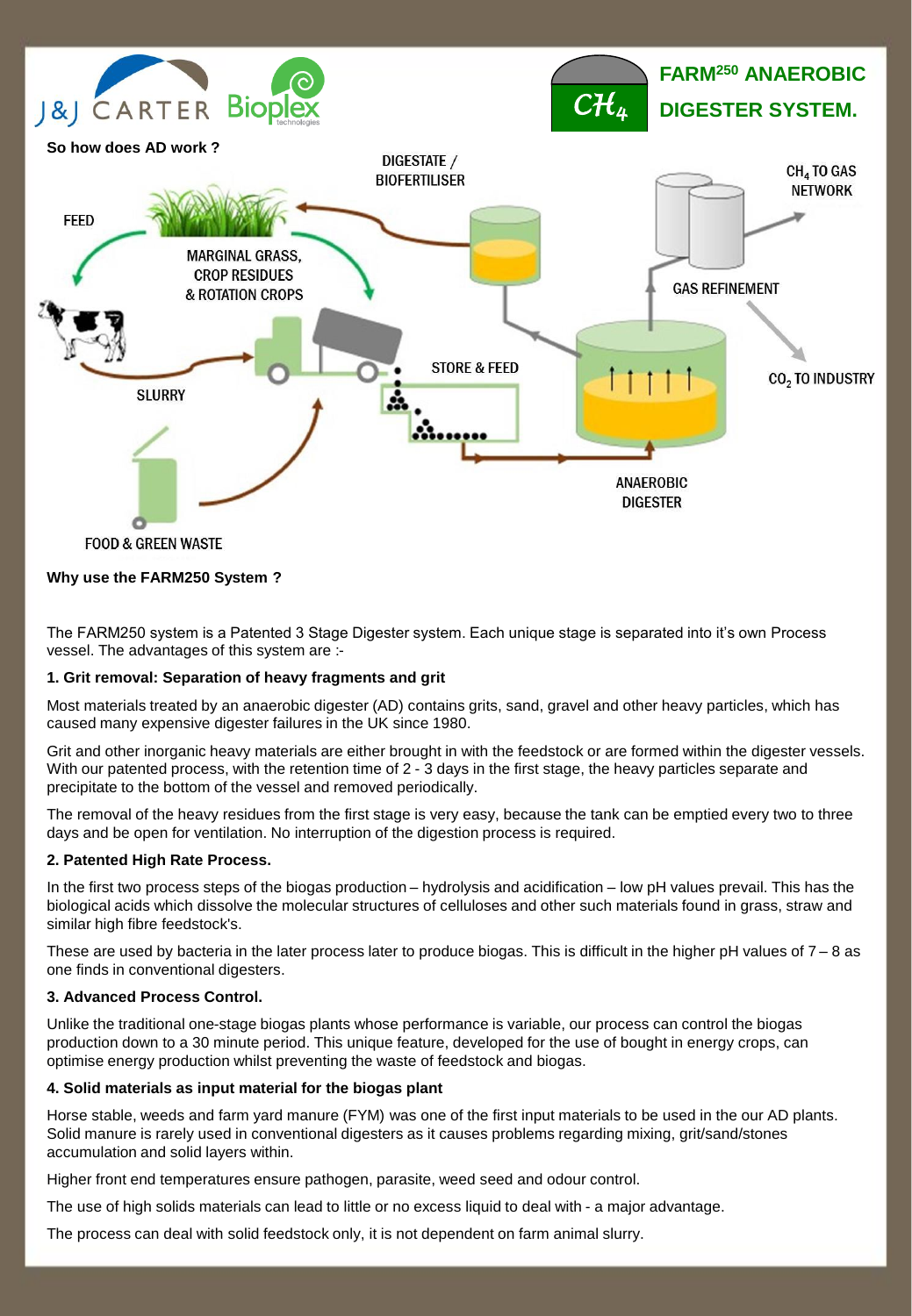J&J CARTER Bioplex

# FARM[250] ANAEROBIC DIGESTER SYSTEM.

**So how does AD work ?**

FEED

MARGINAL GRASS, CROP RESIDUES & ROTATION CROPS

DIGESTATE / BIOFERTILISER

$CH_4$ TO GAS NETWORK

GAS REFINEMENT

STORE & FEED

$CO_2$ TO INDUSTRY

SLURRY

ANAEROBIC DIGESTER

FOOD & GREEN WASTE

**Why use the FARM250 System ?**

The FARM250 system is a Patented 3 Stage Digester system. Each unique stage is separated into it's own Process vessel. The advantages of this system are :-

**1. Grit removal: Separation of heavy fragments and grit**

Most materials treated by an anaerobic digester (AD) contains grits, sand, gravel and other heavy particles, which has caused many expensive digester failures in the UK since 1980.

Grit and other inorganic heavy materials are either brought in with the feedstock or are formed within the digester vessels. With our patented process, with the retention time of 2 - 3 days in the first stage, the heavy particles separate and precipitate to the bottom of the vessel and removed periodically.

The removal of the heavy residues from the first stage is very easy, because the tank can be emptied every two to three days and be open for ventilation. No interruption of the digestion process is required.

**2. Patented High Rate Process.**

In the first two process steps of the biogas production – hydrolysis and acidification – low pH values prevail. This has the biological acids which dissolve the molecular structures of celluloses and other such materials found in grass, straw and similar high fibre feedstock's.

These are used by bacteria in the later process later to produce biogas. This is difficult in the higher pH values of 7 – 8 as one finds in conventional digesters.

**3. Advanced Process Control.**

Unlike the traditional one-stage biogas plants whose performance is variable, our process can control the biogas production down to a 30 minute period. This unique feature, developed for the use of bought in energy crops, can optimise energy production whilst preventing the waste of feedstock and biogas.

**4. Solid materials as input material for the biogas plant**

Horse stable, weeds and farm yard manure (FYM) was one of the first input materials to be used in the our AD plants. Solid manure is rarely used in conventional digesters as it causes problems regarding mixing, grit/sand/stones accumulation and solid layers within.

Higher front end temperatures ensure pathogen, parasite, weed seed and odour control.

The use of high solids materials can lead to little or no excess liquid to deal with - a major advantage.

The process can deal with solid feedstock only, it is not dependent on farm animal slurry.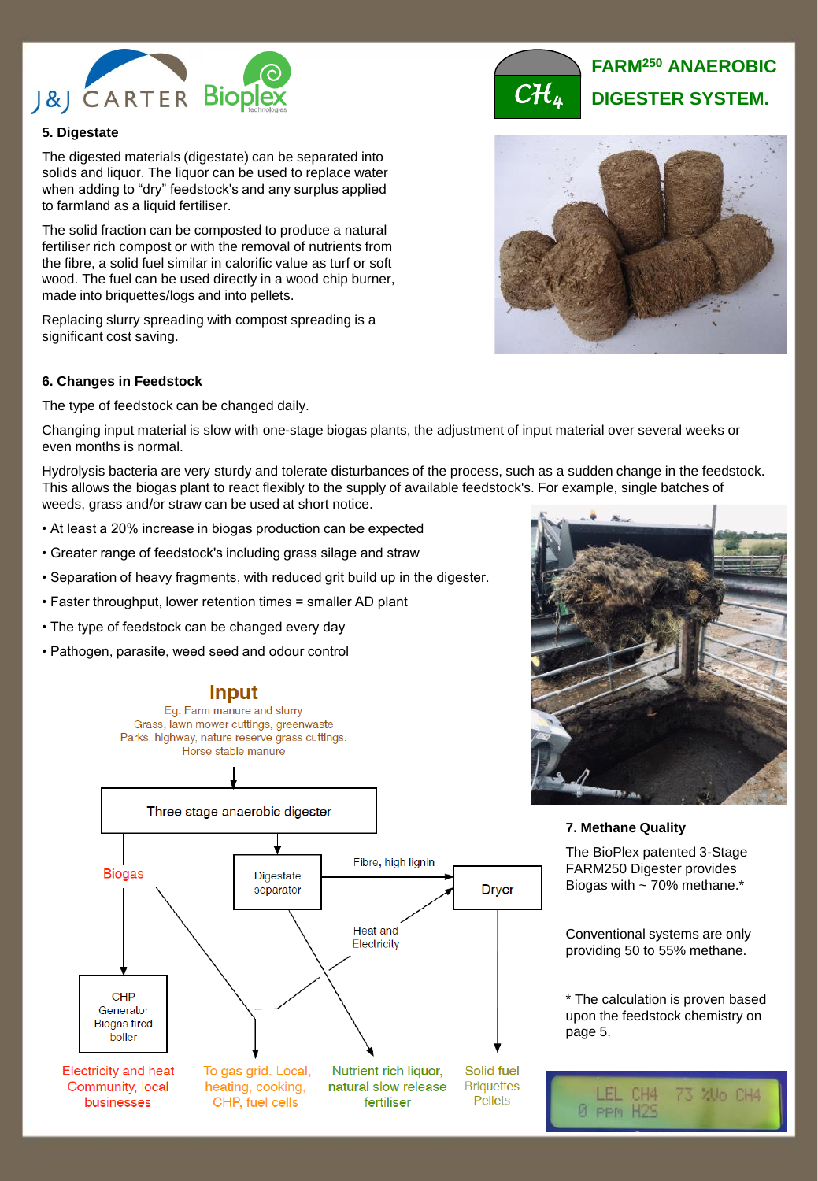# FARM$^{250}$ ANAEROBIC DIGESTER SYSTEM.

$CH_4$

### 5. Digestate

The digested materials (digestate) can be separated into solids and liquor. The liquor can be used to replace water when adding to “dry” feedstock's and any surplus applied to farmland as a liquid fertiliser.

The solid fraction can be composted to produce a natural fertiliser rich compost or with the removal of nutrients from the fibre, a solid fuel similar in calorific value as turf or soft wood. The fuel can be used directly in a wood chip burner, made into briquettes/logs and into pellets.

Replacing slurry spreading with compost spreading is a significant cost saving.

### 6. Changes in Feedstock

The type of feedstock can be changed daily.

Changing input material is slow with one-stage biogas plants, the adjustment of input material over several weeks or even months is normal.

Hydrolysis bacteria are very sturdy and tolerate disturbances of the process, such as a sudden change in the feedstock. This allows the biogas plant to react flexibly to the supply of available feedstock's. For example, single batches of weeds, grass and/or straw can be used at short notice.

- At least a 20% increase in biogas production can be expected
- Greater range of feedstock's including grass silage and straw
- Separation of heavy fragments, with reduced grit build up in the digester.
- Faster throughput, lower retention times = smaller AD plant
- The type of feedstock can be changed every day
- Pathogen, parasite, weed seed and odour control

**Input**

Eg. Farm manure and slurry
Grass, lawn mower cuttings, greenwaste
Parks, highway, nature reserve grass cuttings.
Horse stable manure

Three stage anaerobic digester

Biogas

Digestate separator

Fibre, high lignin

Dryer

Heat and Electricity

CHP Generator Biogas fired boiler

Electricity and heat Community, local businesses

To gas grid. Local, heating, cooking, CHP, fuel cells

Nutrient rich liquor, natural slow release fertiliser

Solid fuel Briquettes Pellets

### 7. Methane Quality

The BioPlex patented 3-Stage FARM250 Digester provides Biogas with ~ 70% methane.*

Conventional systems are only providing 50 to 55% methane.

* The calculation is proven based upon the feedstock chemistry on page 5.

LEL CH4 73 %Vo CH4
0 PPM H2S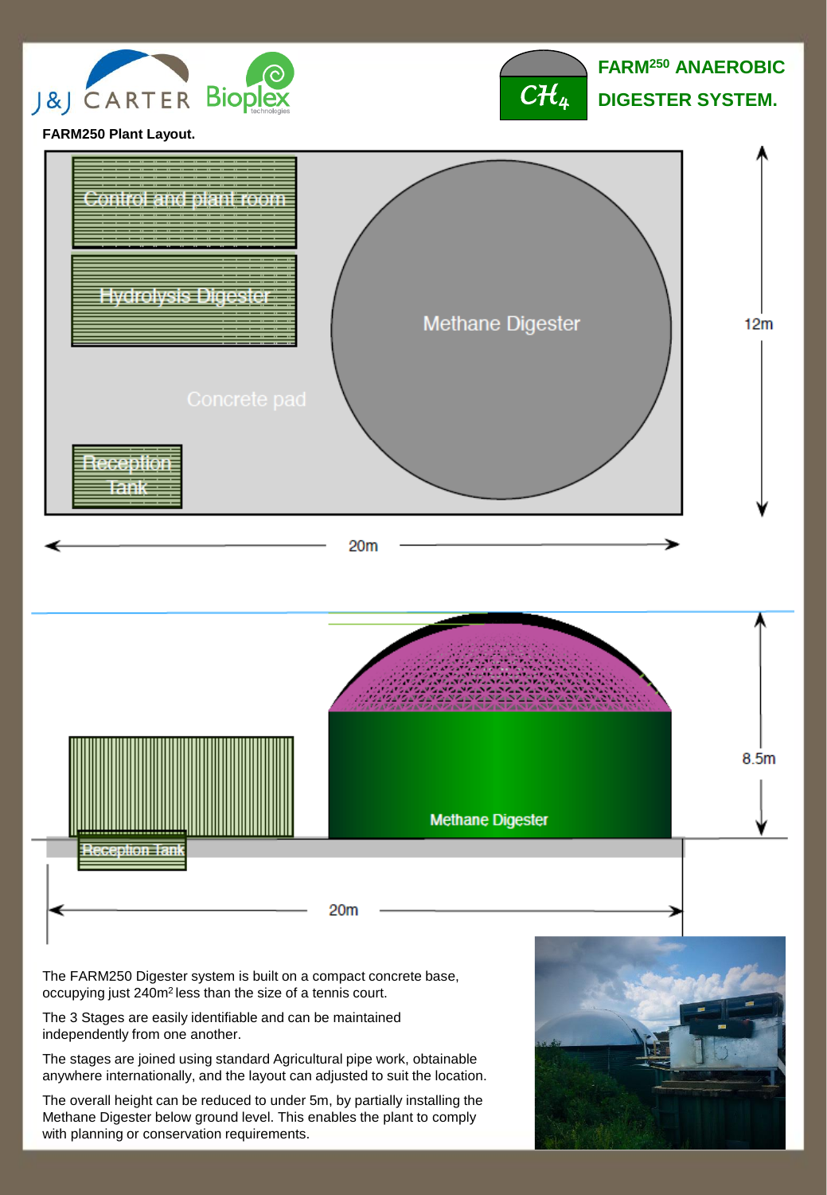# FARM[250] ANAEROBIC DIGESTER SYSTEM.

**FARM250 Plant Layout.**

Control and plant room

Hydrolysis Digester

Methane Digester

Concrete pad

Reception Tank

12m

20m

Methane Digester

Reception Tank

8.5m

20m

The FARM250 Digester system is built on a compact concrete base, occupying just 240m$^2$ less than the size of a tennis court.

The 3 Stages are easily identifiable and can be maintained independently from one another.

The stages are joined using standard Agricultural pipe work, obtainable anywhere internationally, and the layout can adjusted to suit the location.

The overall height can be reduced to under 5m, by partially installing the Methane Digester below ground level. This enables the plant to comply with planning or conservation requirements.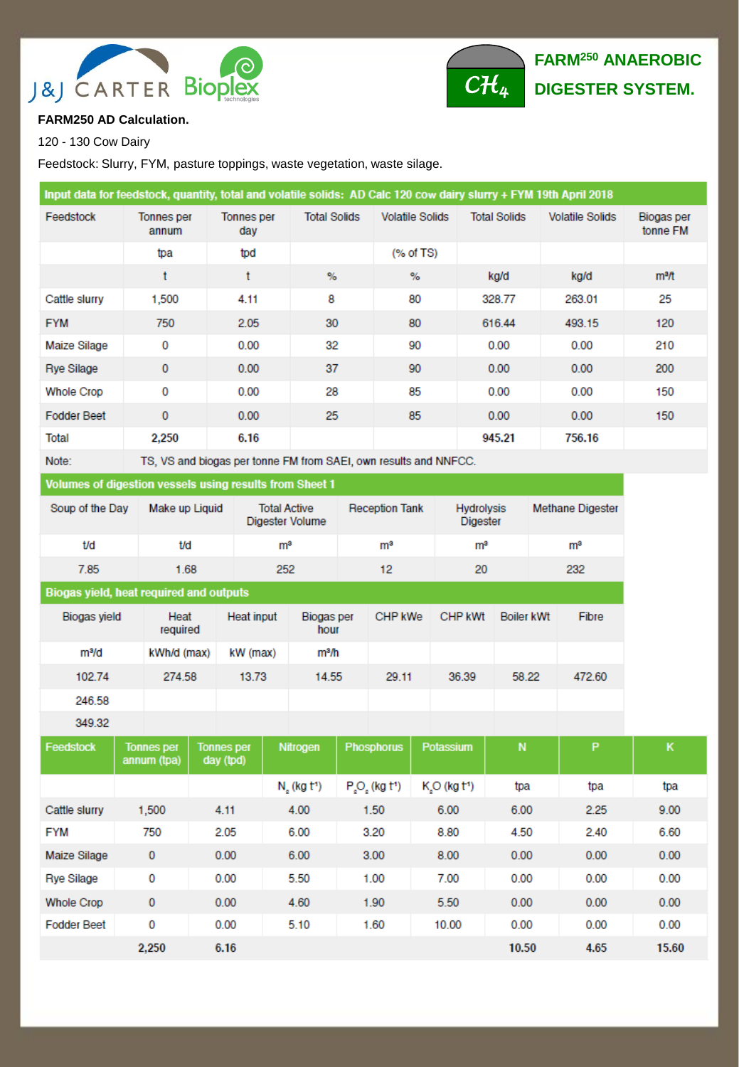J&J CARTER Bioplex

## FARM[250] ANAEROBIC DIGESTER SYSTEM.

**FARM250 AD Calculation.**

120 - 130 Cow Dairy

Feedstock: Slurry, FYM, pasture toppings, waste vegetation, waste silage.

| Input data for feedstock, quantity, total and volatile solids: AD Calc 120 cow dairy slurry + FYM 19th April 2018 | | | | | | | |
|---|---|---|---|---|---|---|---|
| Feedstock | Tonnes per annum | Tonnes per day | Total Solids | Volatile Solids | Total Solids | Volatile Solids | Biogas per tonne FM |
| | tpa | tpd | | (% of TS) | | | |
| | t | t | % | % | kg/d | kg/d | $m^3/t$ |
| Cattle slurry | 1,500 | 4.11 | 8 | 80 | 328.77 | 263.01 | 25 |
| FYM | 750 | 2.05 | 30 | 80 | 616.44 | 493.15 | 120 |
| Maize Silage | 0 | 0.00 | 32 | 90 | 0.00 | 0.00 | 210 |
| Rye Silage | 0 | 0.00 | 37 | 90 | 0.00 | 0.00 | 200 |
| Whole Crop | 0 | 0.00 | 28 | 85 | 0.00 | 0.00 | 150 |
| Fodder Beet | 0 | 0.00 | 25 | 85 | 0.00 | 0.00 | 150 |
| Total | **2,250** | **6.16** | | | **945.21** | **756.16** | |
| Note: | TS, VS and biogas per tonne FM from SAEI, own results and NNFCC. | | | | | | |

| Volumes of digestion vessels using results from Sheet 1 | | | | | |
|---|---|---|---|---|---|
| Soup of the Day | Make up Liquid | Total Active Digester Volume | Reception Tank | Hydrolysis Digester | Methane Digester |
| t/d | t/d | $m^3$ | $m^3$ | $m^3$ | $m^3$ |
| 7.85 | 1.68 | 252 | 12 | 20 | 232 |

| Biogas yield, heat required and outputs | | | | | | | |
|---|---|---|---|---|---|---|---|
| Biogas yield | Heat required | Heat input | Biogas per hour | CHP kWe | CHP kWt | Boiler kWt | Fibre |
| $m^3/d$ | kWh/d (max) | kW (max) | $m^3/h$ | | | | |
| 102.74 | 274.58 | 13.73 | 14.55 | 29.11 | 36.39 | 58.22 | 472.60 |
| 246.58 | | | | | | | |
| 349.32 | | | | | | | |

| Feedstock | Tonnes per annum (tpa) | Tonnes per day (tpd) | Nitrogen | Phosphorus | Potassium | N | P | K |
|---|---|---|---|---|---|---|---|---|
| | | | $N_2$ (kg $t^{-1}$) | $P_2O_5$ (kg $t^{-1}$) | $K_2O$ (kg $t^{-1}$) | tpa | tpa | tpa |
| Cattle slurry | 1,500 | 4.11 | 4.00 | 1.50 | 6.00 | 6.00 | 2.25 | 9.00 |
| FYM | 750 | 2.05 | 6.00 | 3.20 | 8.80 | 4.50 | 2.40 | 6.60 |
| Maize Silage | 0 | 0.00 | 6.00 | 3.00 | 8.00 | 0.00 | 0.00 | 0.00 |
| Rye Silage | 0 | 0.00 | 5.50 | 1.00 | 7.00 | 0.00 | 0.00 | 0.00 |
| Whole Crop | 0 | 0.00 | 4.60 | 1.90 | 5.50 | 0.00 | 0.00 | 0.00 |
| Fodder Beet | 0 | 0.00 | 5.10 | 1.60 | 10.00 | 0.00 | 0.00 | 0.00 |
| | **2,250** | **6.16** | | | | **10.50** | **4.65** | **15.60** |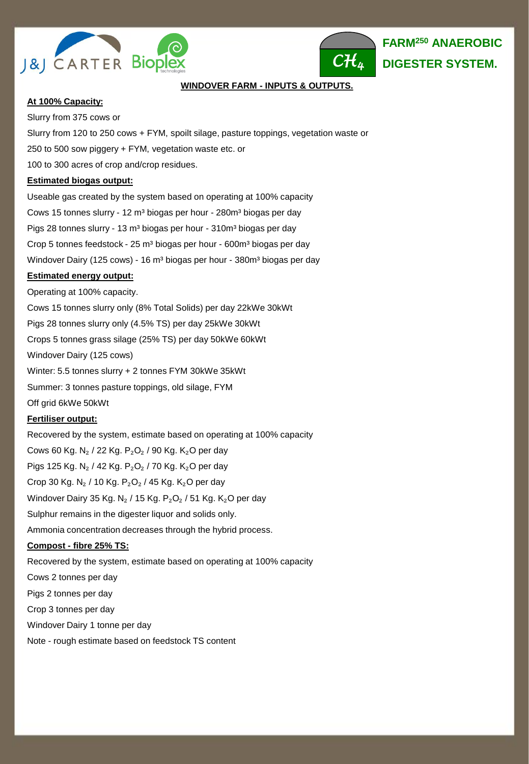# FARM[250] ANAEROBIC DIGESTER SYSTEM.

## WINDOVER FARM - INPUTS & OUTPUTS.

**At 100% Capacity:**

Slurry from 375 cows or

Slurry from 120 to 250 cows + FYM, spoilt silage, pasture toppings, vegetation waste or

250 to 500 sow piggery + FYM, vegetation waste etc. or

100 to 300 acres of crop and/crop residues.

**Estimated biogas output:**

Useable gas created by the system based on operating at 100% capacity

Cows 15 tonnes slurry - 12 m³ biogas per hour - 280m³ biogas per day

Pigs 28 tonnes slurry - 13 m³ biogas per hour - 310m³ biogas per day

Crop 5 tonnes feedstock - 25 m³ biogas per hour - 600m³ biogas per day

Windover Dairy (125 cows) - 16 m³ biogas per hour - 380m³ biogas per day

**Estimated energy output:**

Operating at 100% capacity.

Cows 15 tonnes slurry only (8% Total Solids) per day 22kWe 30kWt

Pigs 28 tonnes slurry only (4.5% TS) per day 25kWe 30kWt

Crops 5 tonnes grass silage (25% TS) per day 50kWe 60kWt

Windover Dairy (125 cows)

Winter: 5.5 tonnes slurry + 2 tonnes FYM 30kWe 35kWt

Summer: 3 tonnes pasture toppings, old silage, FYM

Off grid 6kWe 50kWt

**Fertiliser output:**

Recovered by the system, estimate based on operating at 100% capacity

Cows 60 Kg. $N_2$ / 22 Kg. $P_2O_2$ / 90 Kg. $K_2O$ per day

Pigs 125 Kg. $N_2$ / 42 Kg. $P_2O_2$ / 70 Kg. $K_2O$ per day

Crop 30 Kg. $N_2$ / 10 Kg. $P_2O_2$ / 45 Kg. $K_2O$ per day

Windover Dairy 35 Kg. $N_2$ / 15 Kg. $P_2O_2$ / 51 Kg. $K_2O$ per day

Sulphur remains in the digester liquor and solids only.

Ammonia concentration decreases through the hybrid process.

**Compost - fibre 25% TS:**

Recovered by the system, estimate based on operating at 100% capacity

Cows 2 tonnes per day

Pigs 2 tonnes per day

Crop 3 tonnes per day

Windover Dairy 1 tonne per day

Note - rough estimate based on feedstock TS content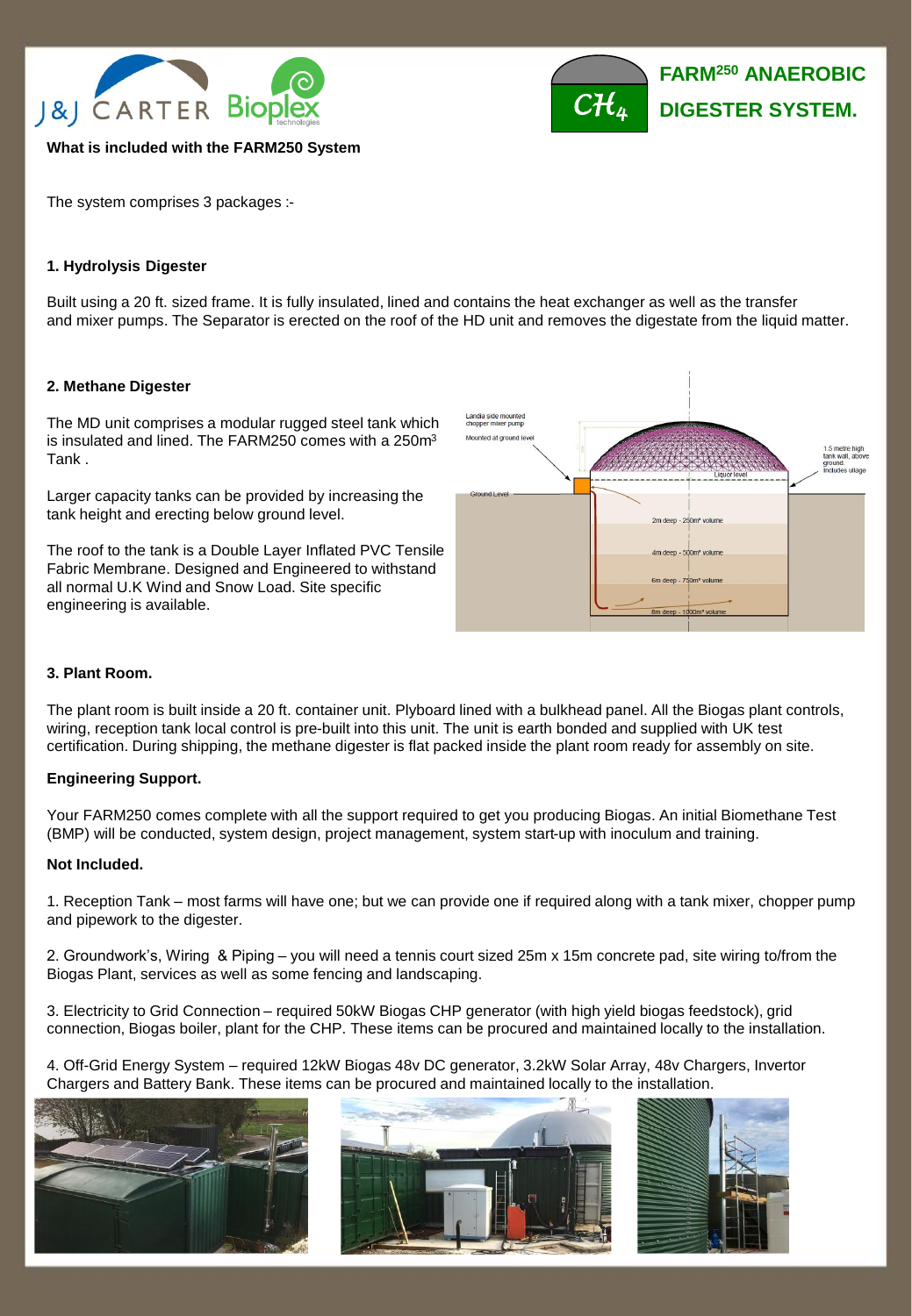# FARM250 ANAEROBIC DIGESTER SYSTEM.

**What is included with the FARM250 System**

The system comprises 3 packages :-

**1. Hydrolysis Digester**

Built using a 20 ft. sized frame. It is fully insulated, lined and contains the heat exchanger as well as the transfer and mixer pumps. The Separator is erected on the roof of the HD unit and removes the digestate from the liquid matter.

**2. Methane Digester**

The MD unit comprises a modular rugged steel tank which is insulated and lined. The FARM250 comes with a 250m$^3$ Tank .

Larger capacity tanks can be provided by increasing the tank height and erecting below ground level.

The roof to the tank is a Double Layer Inflated PVC Tensile Fabric Membrane. Designed and Engineered to withstand all normal U.K Wind and Snow Load. Site specific engineering is available.

**3. Plant Room.**

The plant room is built inside a 20 ft. container unit. Plyboard lined with a bulkhead panel. All the Biogas plant controls, wiring, reception tank local control is pre-built into this unit. The unit is earth bonded and supplied with UK test certification. During shipping, the methane digester is flat packed inside the plant room ready for assembly on site.

**Engineering Support.**

Your FARM250 comes complete with all the support required to get you producing Biogas. An initial Biomethane Test (BMP) will be conducted, system design, project management, system start-up with inoculum and training.

**Not Included.**

1. Reception Tank – most farms will have one; but we can provide one if required along with a tank mixer, chopper pump and pipework to the digester.

2. Groundwork's, Wiring & Piping – you will need a tennis court sized 25m x 15m concrete pad, site wiring to/from the Biogas Plant, services as well as some fencing and landscaping.

3. Electricity to Grid Connection – required 50kW Biogas CHP generator (with high yield biogas feedstock), grid connection, Biogas boiler, plant for the CHP. These items can be procured and maintained locally to the installation.

4. Off-Grid Energy System – required 12kW Biogas 48v DC generator, 3.2kW Solar Array, 48v Chargers, Invertor Chargers and Battery Bank. These items can be procured and maintained locally to the installation.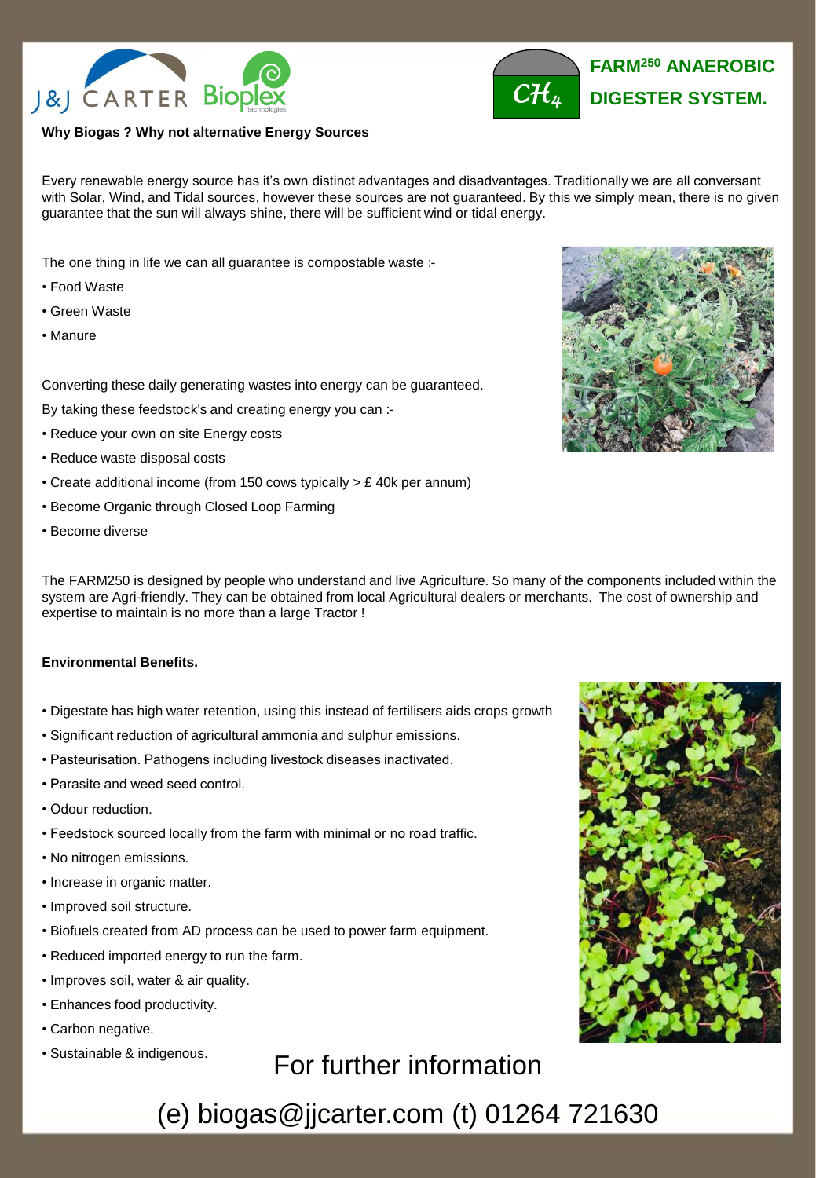# FARM$^{250}$ ANAEROBIC DIGESTER SYSTEM.

$CH_4$

**Why Biogas ? Why not alternative Energy Sources**

Every renewable energy source has it's own distinct advantages and disadvantages. Traditionally we are all conversant with Solar, Wind, and Tidal sources, however these sources are not guaranteed. By this we simply mean, there is no given guarantee that the sun will always shine, there will be sufficient wind or tidal energy.

The one thing in life we can all guarantee is compostable waste :-

- Food Waste
- Green Waste
- Manure

Converting these daily generating wastes into energy can be guaranteed.

By taking these feedstock's and creating energy you can :-

- Reduce your own on site Energy costs
- Reduce waste disposal costs
- Create additional income (from 150 cows typically > £ 40k per annum)
- Become Organic through Closed Loop Farming
- Become diverse

The FARM250 is designed by people who understand and live Agriculture. So many of the components included within the system are Agri-friendly. They can be obtained from local Agricultural dealers or merchants. The cost of ownership and expertise to maintain is no more than a large Tractor !

**Environmental Benefits.**

- Digestate has high water retention, using this instead of fertilisers aids crops growth
- Significant reduction of agricultural ammonia and sulphur emissions.
- Pasteurisation. Pathogens including livestock diseases inactivated.
- Parasite and weed seed control.
- Odour reduction.
- Feedstock sourced locally from the farm with minimal or no road traffic.
- No nitrogen emissions.
- Increase in organic matter.
- Improved soil structure.
- Biofuels created from AD process can be used to power farm equipment.
- Reduced imported energy to run the farm.
- Improves soil, water & air quality.
- Enhances food productivity.
- Carbon negative.
- Sustainable & indigenous.

For further information

(e) biogas@jjcarter.com (t) 01264 721630